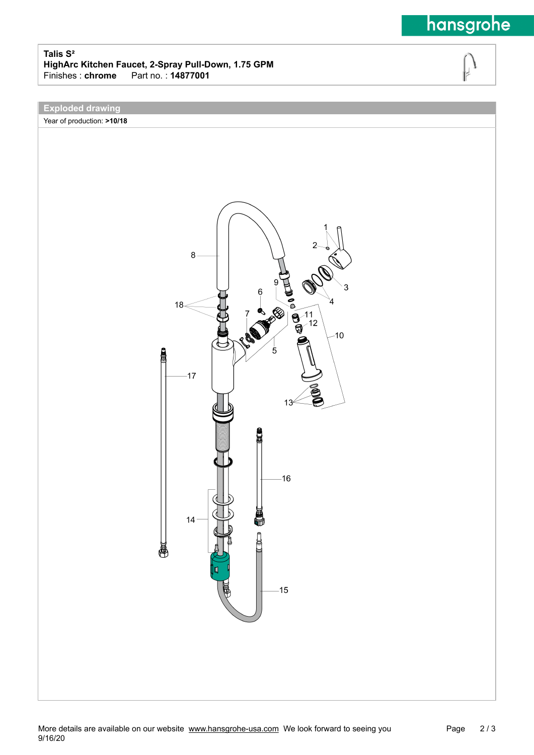hansgrohe

**Talis S²**
**HighArc Kitchen Faucet, 2-Spray Pull-Down, 1.75 GPM**
Finishes : **chrome** Part no. : **14877001**

## Exploded drawing

Year of production: **>10/18**

1
2
3
4
5
6
7
8
9
10
11
12
13
14
15
16
17
18

More details are available on our website www.hansgrohe-usa.com We look forward to seeing you
9/16/20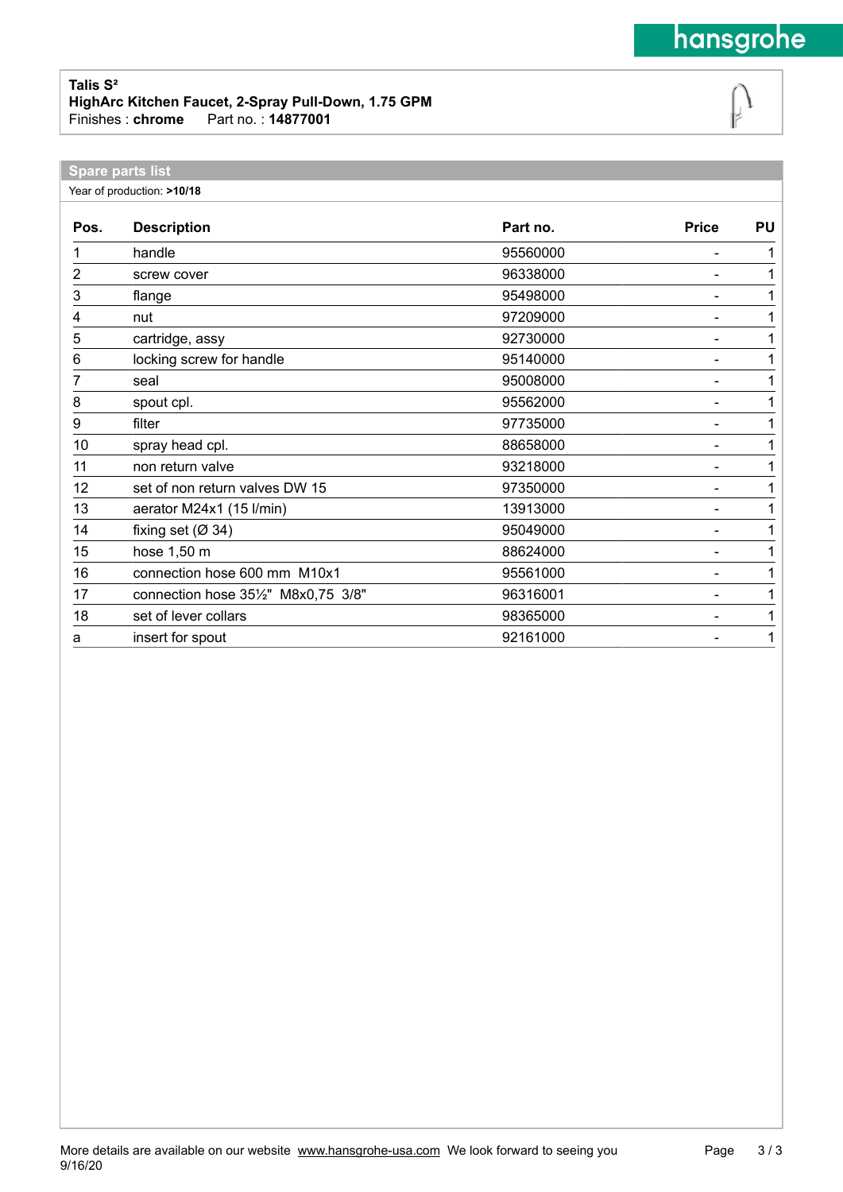**Talis S²**
**HighArc Kitchen Faucet, 2-Spray Pull-Down, 1.75 GPM**
Finishes : **chrome** Part no. : **14877001**

## Spare parts list

Year of production: **>10/18**

| Pos. | Description | Part no. | Price | PU |
|---|---|---|---|---|
| 1 | handle | 95560000 | - | 1 |
| 2 | screw cover | 96338000 | - | 1 |
| 3 | flange | 95498000 | - | 1 |
| 4 | nut | 97209000 | - | 1 |
| 5 | cartridge, assy | 92730000 | - | 1 |
| 6 | locking screw for handle | 95140000 | - | 1 |
| 7 | seal | 95008000 | - | 1 |
| 8 | spout cpl. | 95562000 | - | 1 |
| 9 | filter | 97735000 | - | 1 |
| 10 | spray head cpl. | 88658000 | - | 1 |
| 11 | non return valve | 93218000 | - | 1 |
| 12 | set of non return valves DW 15 | 97350000 | - | 1 |
| 13 | aerator M24x1 (15 l/min) | 13913000 | - | 1 |
| 14 | fixing set (Ø 34) | 95049000 | - | 1 |
| 15 | hose 1,50 m | 88624000 | - | 1 |
| 16 | connection hose 600 mm M10x1 | 95561000 | - | 1 |
| 17 | connection hose 35½" M8x0,75 3/8" | 96316001 | - | 1 |
| 18 | set of lever collars | 98365000 | - | 1 |
| a | insert for spout | 92161000 | - | 1 |

More details are available on our website www.hansgrohe-usa.com We look forward to seeing you
9/16/20